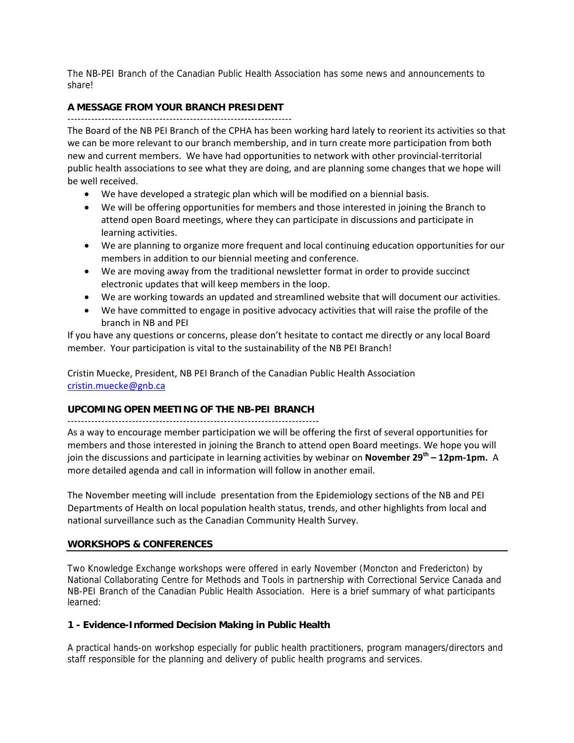The NB-PEI Branch of the Canadian Public Health Association has some news and announcements to share!

## A MESSAGE FROM YOUR BRANCH PRESIDENT

The Board of the NB PEI Branch of the CPHA has been working hard lately to reorient its activities so that we can be more relevant to our branch membership, and in turn create more participation from both new and current members. We have had opportunities to network with other provincial-territorial public health associations to see what they are doing, and are planning some changes that we hope will be well received.

- We have developed a strategic plan which will be modified on a biennial basis.
- We will be offering opportunities for members and those interested in joining the Branch to attend open Board meetings, where they can participate in discussions and participate in learning activities.
- We are planning to organize more frequent and local continuing education opportunities for our members in addition to our biennial meeting and conference.
- We are moving away from the traditional newsletter format in order to provide succinct electronic updates that will keep members in the loop.
- We are working towards an updated and streamlined website that will document our activities.
- We have committed to engage in positive advocacy activities that will raise the profile of the branch in NB and PEI

If you have any questions or concerns, please don't hesitate to contact me directly or any local Board member. Your participation is vital to the sustainability of the NB PEI Branch!

Cristin Muecke, President, NB PEI Branch of the Canadian Public Health Association
cristin.muecke@gnb.ca

## UPCOMING OPEN MEETING OF THE NB-PEI BRANCH

As a way to encourage member participation we will be offering the first of several opportunities for members and those interested in joining the Branch to attend open Board meetings. We hope you will join the discussions and participate in learning activities by webinar on **November 29th – 12pm-1pm.** A more detailed agenda and call in information will follow in another email.

The November meeting will include presentation from the Epidemiology sections of the NB and PEI Departments of Health on local population health status, trends, and other highlights from local and national surveillance such as the Canadian Community Health Survey.

## WORKSHOPS & CONFERENCES

Two Knowledge Exchange workshops were offered in early November (Moncton and Fredericton) by National Collaborating Centre for Methods and Tools in partnership with Correctional Service Canada and NB-PEI Branch of the Canadian Public Health Association. Here is a brief summary of what participants learned:

### 1 - Evidence-Informed Decision Making in Public Health

A practical hands-on workshop especially for public health practitioners, program managers/directors and staff responsible for the planning and delivery of public health programs and services.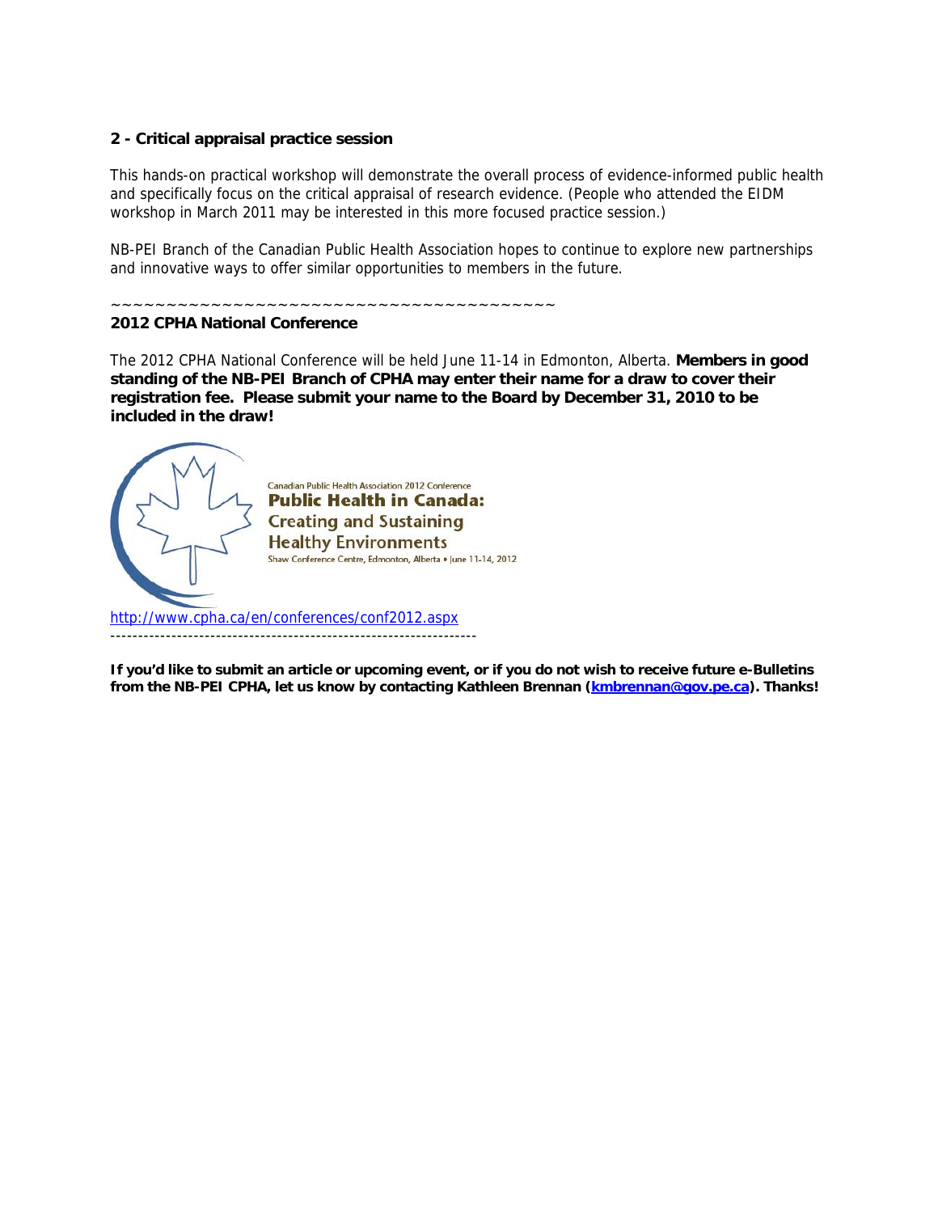**2 - Critical appraisal practice session**

This hands-on practical workshop will demonstrate the overall process of evidence-informed public health and specifically focus on the critical appraisal of research evidence. (People who attended the EIDM workshop in March 2011 may be interested in this more focused practice session.)

NB-PEI Branch of the Canadian Public Health Association hopes to continue to explore new partnerships and innovative ways to offer similar opportunities to members in the future.

~~~~~~~~~~~~~~~~~~~~~~~~~~~~~~~~~~~~~~~~~~

**2012 CPHA National Conference**

The 2012 CPHA National Conference will be held June 11-14 in Edmonton, Alberta. **Members in good standing of the NB-PEI Branch of CPHA may enter their name for a draw to cover their registration fee. Please submit your name to the Board by December 31, 2010 to be included in the draw!**

Canadian Public Health Association 2012 Conference

**Public Health in Canada: Creating and Sustaining Healthy Environments**

Shaw Conference Centre, Edmonton, Alberta • June 11-14, 2012

http://www.cpha.ca/en/conferences/conf2012.aspx

-----------------------------------------------------------------

**If you'd like to submit an article or upcoming event, or if you do not wish to receive future e-Bulletins from the NB-PEI CPHA, let us know by contacting Kathleen Brennan (kmbrennan@gov.pe.ca). Thanks!**